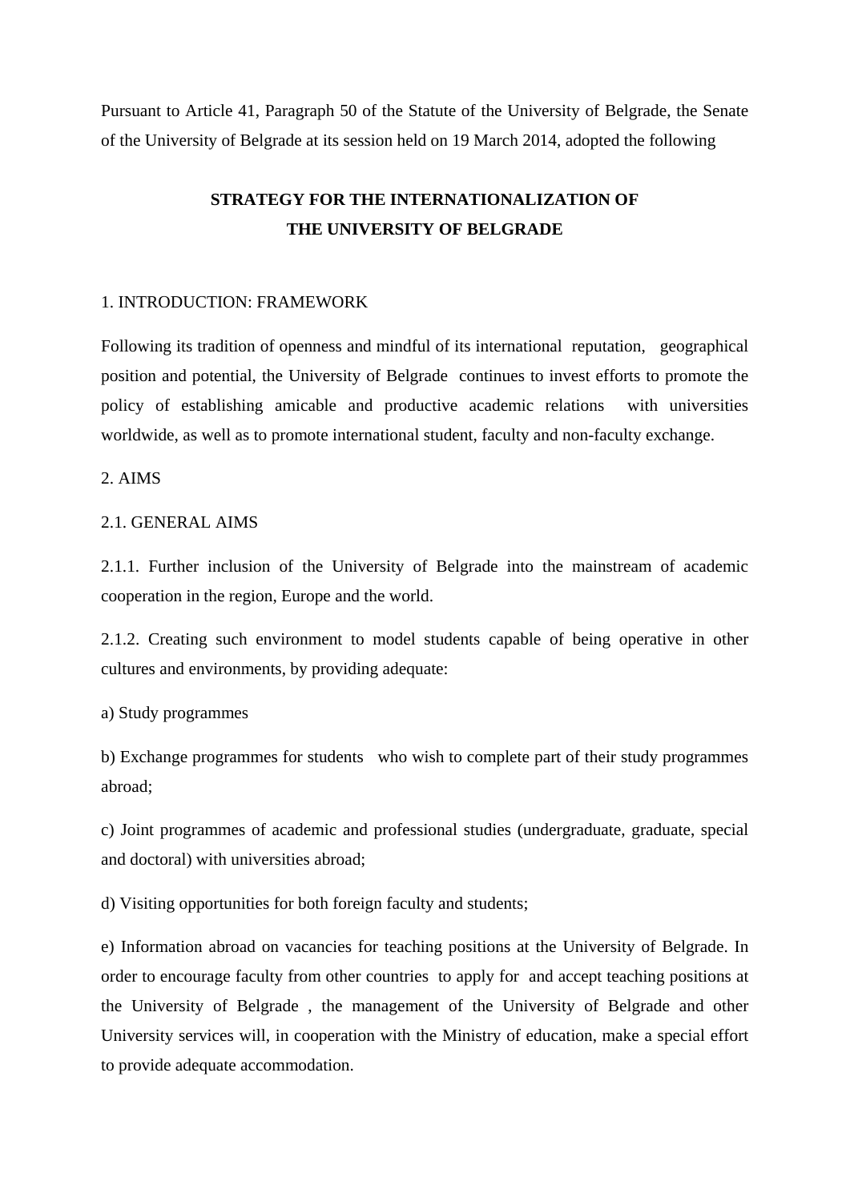Pursuant to Article 41, Paragraph 50 of the Statute of the University of Belgrade, the Senate of the University of Belgrade at its session held on 19 March 2014, adopted the following

# STRATEGY FOR THE INTERNATIONALIZATION OF THE UNIVERSITY OF BELGRADE

## 1. INTRODUCTION: FRAMEWORK

Following its tradition of openness and mindful of its international reputation, geographical position and potential, the University of Belgrade continues to invest efforts to promote the policy of establishing amicable and productive academic relations with universities worldwide, as well as to promote international student, faculty and non-faculty exchange.

## 2. AIMS

### 2.1. GENERAL AIMS

2.1.1. Further inclusion of the University of Belgrade into the mainstream of academic cooperation in the region, Europe and the world.

2.1.2. Creating such environment to model students capable of being operative in other cultures and environments, by providing adequate:

a) Study programmes

b) Exchange programmes for students who wish to complete part of their study programmes abroad;

c) Joint programmes of academic and professional studies (undergraduate, graduate, special and doctoral) with universities abroad;

d) Visiting opportunities for both foreign faculty and students;

e) Information abroad on vacancies for teaching positions at the University of Belgrade. In order to encourage faculty from other countries to apply for and accept teaching positions at the University of Belgrade , the management of the University of Belgrade and other University services will, in cooperation with the Ministry of education, make a special effort to provide adequate accommodation.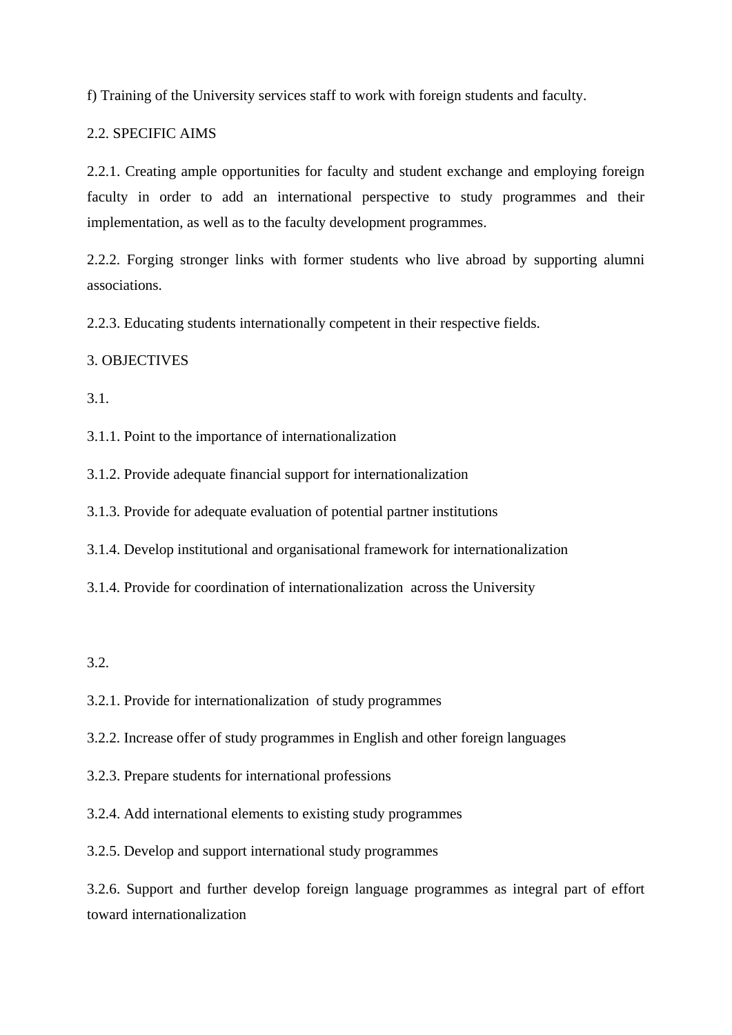f) Training of the University services staff to work with foreign students and faculty.

## 2.2. SPECIFIC AIMS

2.2.1. Creating ample opportunities for faculty and student exchange and employing foreign faculty in order to add an international perspective to study programmes and their implementation, as well as to the faculty development programmes.

2.2.2. Forging stronger links with former students who live abroad by supporting alumni associations.

2.2.3. Educating students internationally competent in their respective fields.

# 3. OBJECTIVES

## 3.1.

3.1.1. Point to the importance of internationalization

3.1.2. Provide adequate financial support for internationalization

3.1.3. Provide for adequate evaluation of potential partner institutions

3.1.4. Develop institutional and organisational framework for internationalization

3.1.4. Provide for coordination of internationalization across the University

## 3.2.

3.2.1. Provide for internationalization of study programmes

3.2.2. Increase offer of study programmes in English and other foreign languages

3.2.3. Prepare students for international professions

3.2.4. Add international elements to existing study programmes

3.2.5. Develop and support international study programmes

3.2.6. Support and further develop foreign language programmes as integral part of effort toward internationalization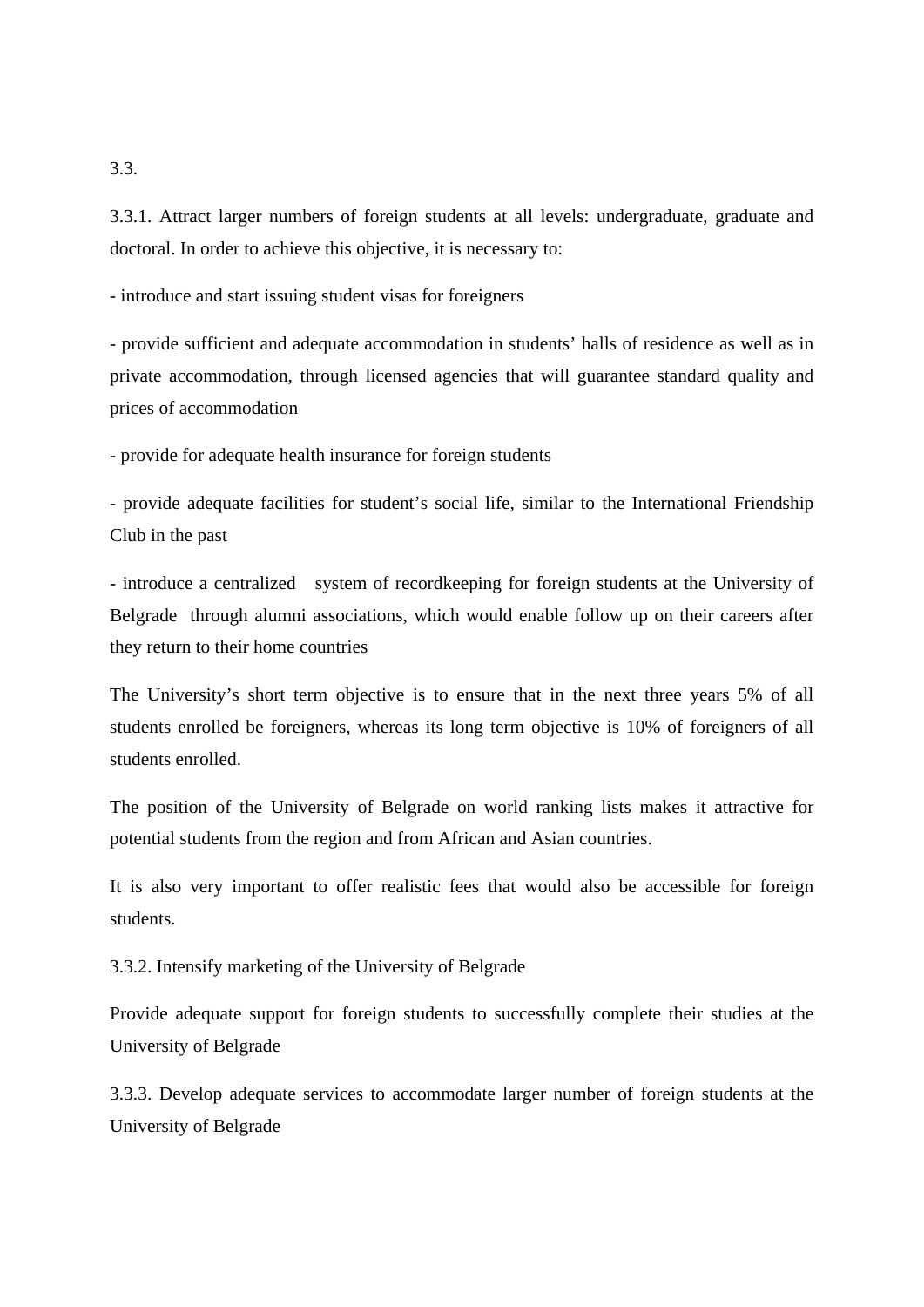3.3.

3.3.1. Attract larger numbers of foreign students at all levels: undergraduate, graduate and doctoral. In order to achieve this objective, it is necessary to:

- introduce and start issuing student visas for foreigners
- provide sufficient and adequate accommodation in students' halls of residence as well as in private accommodation, through licensed agencies that will guarantee standard quality and prices of accommodation
- provide for adequate health insurance for foreign students
- provide adequate facilities for student's social life, similar to the International Friendship Club in the past
- introduce a centralized system of recordkeeping for foreign students at the University of Belgrade through alumni associations, which would enable follow up on their careers after they return to their home countries

The University's short term objective is to ensure that in the next three years 5% of all students enrolled be foreigners, whereas its long term objective is 10% of foreigners of all students enrolled.

The position of the University of Belgrade on world ranking lists makes it attractive for potential students from the region and from African and Asian countries.

It is also very important to offer realistic fees that would also be accessible for foreign students.

3.3.2. Intensify marketing of the University of Belgrade

Provide adequate support for foreign students to successfully complete their studies at the University of Belgrade

3.3.3. Develop adequate services to accommodate larger number of foreign students at the University of Belgrade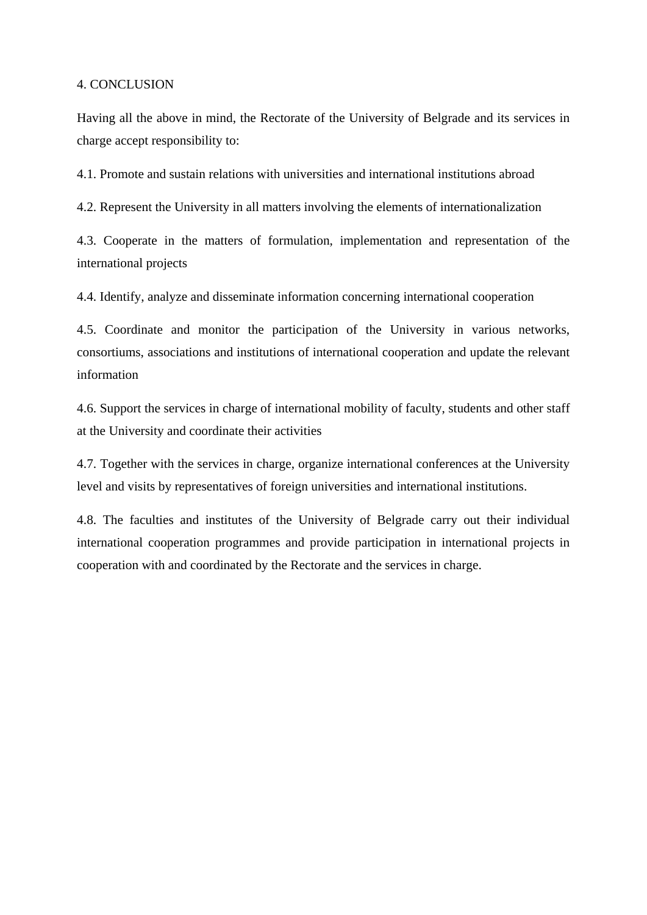## 4. CONCLUSION

Having all the above in mind, the Rectorate of the University of Belgrade and its services in charge accept responsibility to:

4.1. Promote and sustain relations with universities and international institutions abroad

4.2. Represent the University in all matters involving the elements of internationalization

4.3. Cooperate in the matters of formulation, implementation and representation of the international projects

4.4. Identify, analyze and disseminate information concerning international cooperation

4.5. Coordinate and monitor the participation of the University in various networks, consortiums, associations and institutions of international cooperation and update the relevant information

4.6. Support the services in charge of international mobility of faculty, students and other staff at the University and coordinate their activities

4.7. Together with the services in charge, organize international conferences at the University level and visits by representatives of foreign universities and international institutions.

4.8. The faculties and institutes of the University of Belgrade carry out their individual international cooperation programmes and provide participation in international projects in cooperation with and coordinated by the Rectorate and the services in charge.